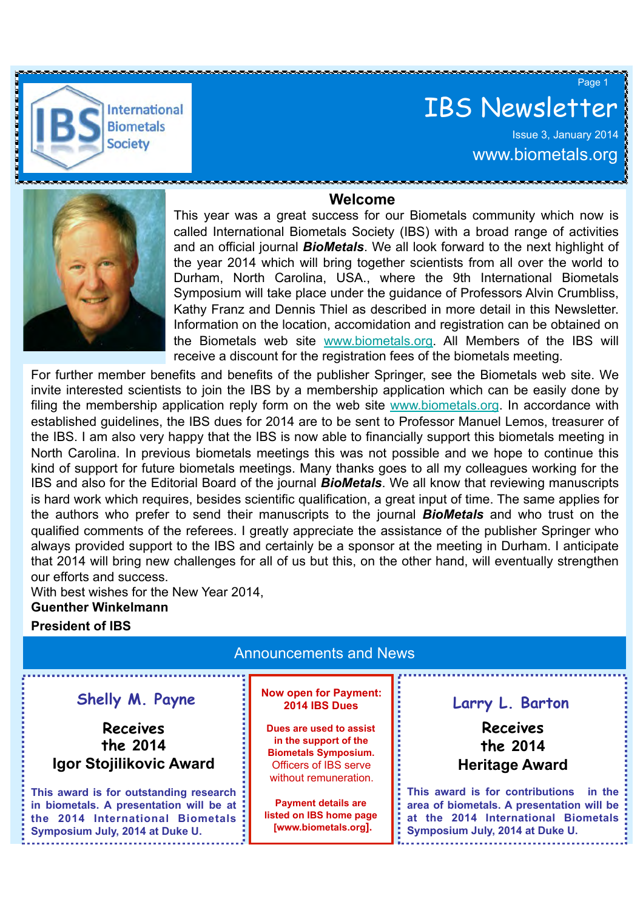# IBS Newsletter

Issue 3, January 2014

www.biometals.org

## Welcome

This year was a great success for our Biometals community which now is called International Biometals Society (IBS) with a broad range of activities and an official journal ***BioMetals***. We all look forward to the next highlight of the year 2014 which will bring together scientists from all over the world to Durham, North Carolina, USA., where the 9th International Biometals Symposium will take place under the guidance of Professors Alvin Crumbliss, Kathy Franz and Dennis Thiel as described in more detail in this Newsletter. Information on the location, accomidation and registration can be obtained on the Biometals web site www.biometals.org. All Members of the IBS will receive a discount for the registration fees of the biometals meeting. For further member benefits and benefits of the publisher Springer, see the Biometals web site. We invite interested scientists to join the IBS by a membership application which can be easily done by filing the membership application reply form on the web site www.biometals.org. In accordance with established guidelines, the IBS dues for 2014 are to be sent to Professor Manuel Lemos, treasurer of the IBS. I am also very happy that the IBS is now able to financially support this biometals meeting in North Carolina. In previous biometals meetings this was not possible and we hope to continue this kind of support for future biometals meetings. Many thanks goes to all my colleagues working for the IBS and also for the Editorial Board of the journal ***BioMetals***. We all know that reviewing manuscripts is hard work which requires, besides scientific qualification, a great input of time. The same applies for the authors who prefer to send their manuscripts to the journal ***BioMetals*** and who trust on the qualified comments of the referees. I greatly appreciate the assistance of the publisher Springer who always provided support to the IBS and certainly be a sponsor at the meeting in Durham. I anticipate that 2014 will bring new challenges for all of us but this, on the other hand, will eventually strengthen our efforts and success.

With best wishes for the New Year 2014,

**Guenther Winkelmann**

**President of IBS**

## Announcements and News

### Shelly M. Payne

**Receives the 2014 Igor Stojilikovic Award**

**This award is for outstanding research in biometals. A presentation will be at the 2014 International Biometals Symposium July, 2014 at Duke U.**

### Now open for Payment: 2014 IBS Dues

**Dues are used to assist in the support of the Biometals Symposium.** Officers of IBS serve without remuneration.

**Payment details are listed on IBS home page [www.biometals.org].**

### Larry L. Barton

**Receives the 2014 Heritage Award**

**This award is for contributions in the area of biometals. A presentation will be at the 2014 International Biometals Symposium July, 2014 at Duke U.**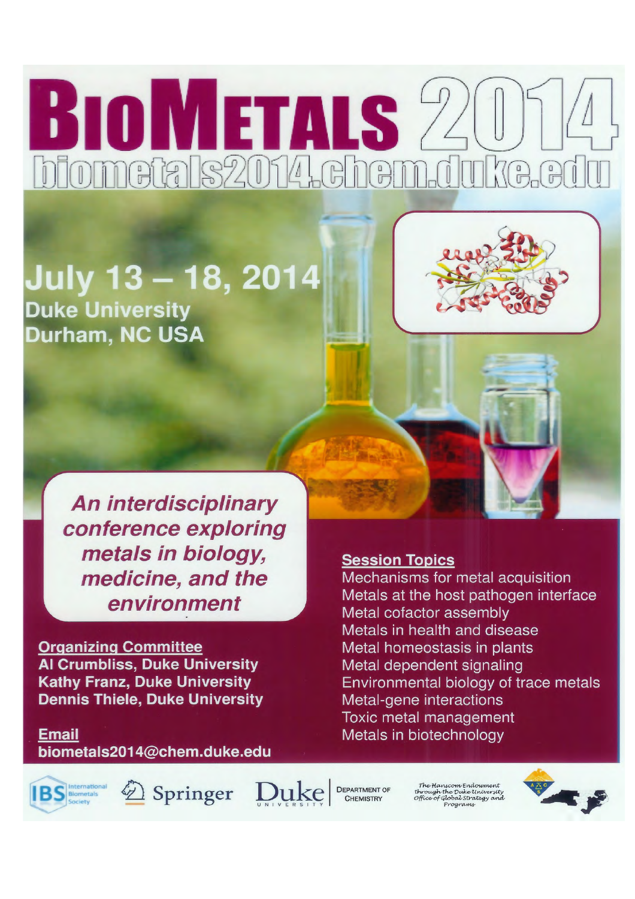# BioMetals 2014

biometals2014.chem.duke.edu

## July 13 – 18, 2014

**Duke University**
**Durham, NC USA**

***An interdisciplinary conference exploring metals in biology, medicine, and the environment***

**Organizing Committee**

**Al Crumbliss, Duke University**
**Kathy Franz, Duke University**
**Dennis Thiele, Duke University**

**Email**

**biometals2014@chem.duke.edu**

**Session Topics**

Mechanisms for metal acquisition
Metals at the host pathogen interface
Metal cofactor assembly
Metals in health and disease
Metal homeostasis in plants
Metal dependent signaling
Environmental biology of trace metals
Metal-gene interactions
Toxic metal management
Metals in biotechnology

IBS International Biometals Society

Springer

Duke University Department of Chemistry

The Hanscom Endowment through the Duke University Office of Global Strategy and Programs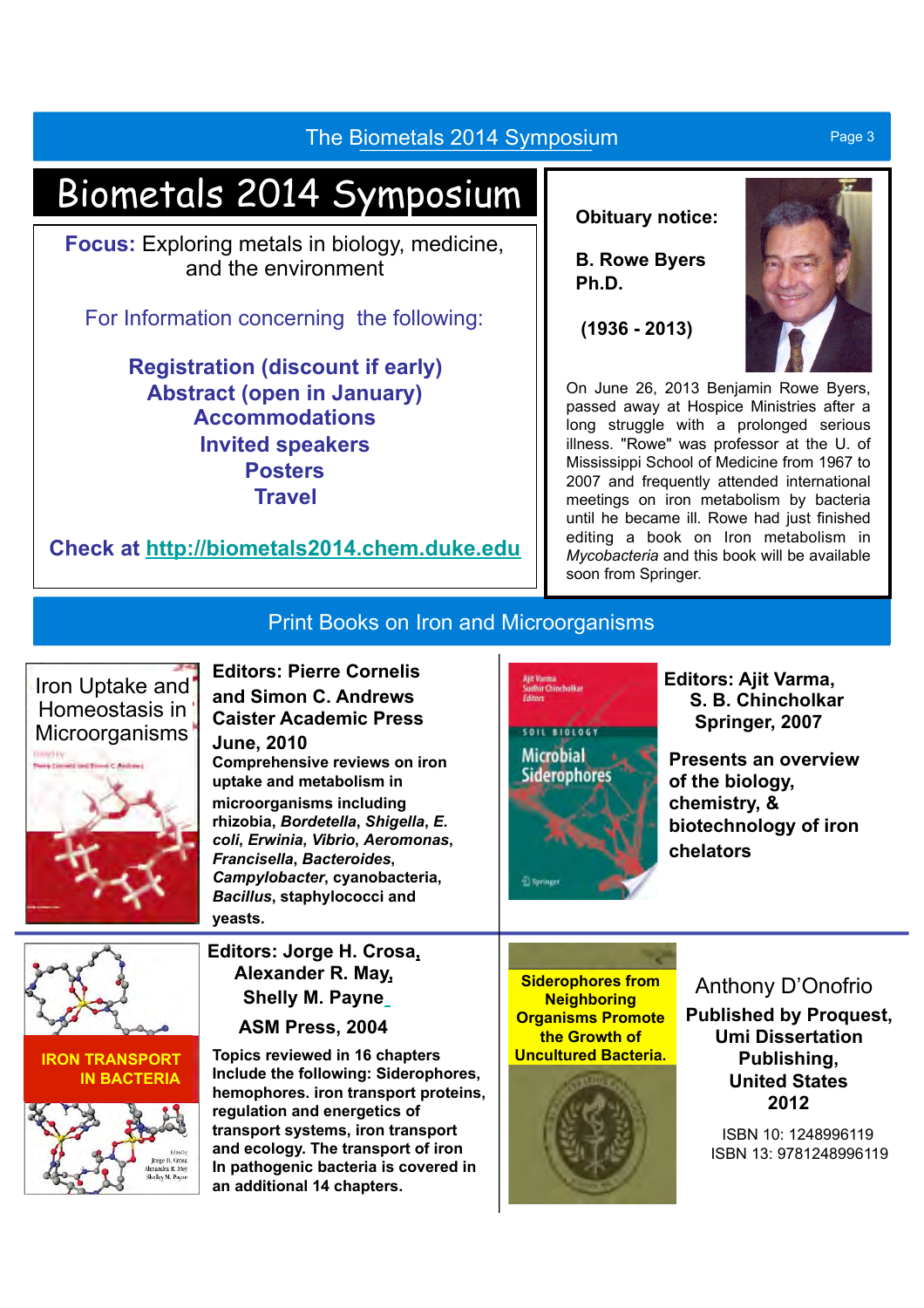# Biometals 2014 Symposium

**Focus:** Exploring metals in biology, medicine, and the environment

For Information concerning the following:

**Registration (discount if early)**
**Abstract (open in January)**
**Accommodations**
**Invited speakers**
**Posters**
**Travel**

**Check at http://biometals2014.chem.duke.edu**

**Obituary notice:**

**B. Rowe Byers Ph.D.**

**(1936 - 2013)**

On June 26, 2013 Benjamin Rowe Byers, passed away at Hospice Ministries after a long struggle with a prolonged serious illness. "Rowe" was professor at the U. of Mississippi School of Medicine from 1967 to 2007 and frequently attended international meetings on iron metabolism by bacteria until he became ill. Rowe had just finished editing a book on Iron metabolism in *Mycobacteria* and this book will be available soon from Springer.

## Print Books on Iron and Microorganisms

Iron Uptake and Homeostasis in Microorganisms

**Editors: Pierre Cornelis and Simon C. Andrews**
**Caister Academic Press**
**June, 2010**

**Comprehensive reviews on iron uptake and metabolism in microorganisms including rhizobia, *Bordetella*, *Shigella*, *E. coli*, *Erwinia*, *Vibrio*, *Aeromonas*, *Francisella*, *Bacteroides*, *Campylobacter*, cyanobacteria, *Bacillus*, staphylococci and yeasts.**

Microbial Siderophores

**Editors: Ajit Varma, S. B. Chincholkar**
**Springer, 2007**

**Presents an overview of the biology, chemistry, & biotechnology of iron chelators**

IRON TRANSPORT IN BACTERIA

**Editors: Jorge H. Crosa, Alexander R. May, Shelly M. Payne**
**ASM Press, 2004**

**Topics reviewed in 16 chapters Include the following: Siderophores, hemophores. iron transport proteins, regulation and energetics of transport systems, iron transport and ecology. The transport of iron In pathogenic bacteria is covered in an additional 14 chapters.**

**Siderophores from Neighboring Organisms Promote the Growth of Uncultured Bacteria.**

Anthony D'Onofrio

**Published by Proquest, Umi Dissertation Publishing, United States 2012**

ISBN 10: 1248996119
ISBN 13: 9781248996119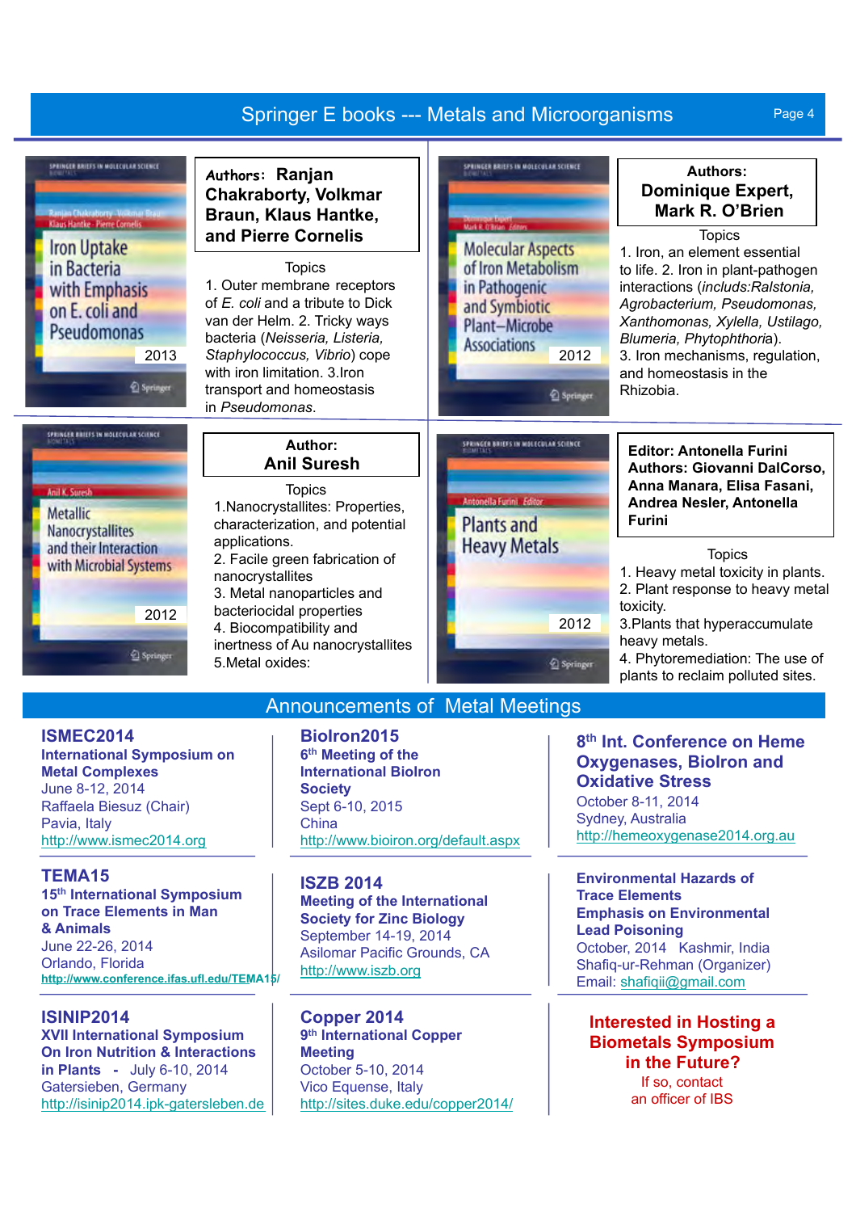# Springer E books --- Metals and Microorganisms

**Iron Uptake in Bacteria with Emphasis on E. coli and Pseudomonas** (2013)

**Authors: Ranjan Chakraborty, Volkmar Braun, Klaus Hantke, and Pierre Cornelis**

Topics

1. Outer membrane receptors of *E. coli* and a tribute to Dick van der Helm. 2. Tricky ways bacteria (*Neisseria, Listeria, Staphylococcus, Vibrio*) cope with iron limitation. 3.Iron transport and homeostasis in *Pseudomonas*.

**Molecular Aspects of Iron Metabolism in Pathogenic and Symbiotic Plant–Microbe Associations** (2012)

**Authors: Dominique Expert, Mark R. O'Brien**

Topics

1. Iron, an element essential to life. 2. Iron in plant-pathogen interactions (*includs:Ralstonia, Agrobacterium, Pseudomonas, Xanthomonas, Xylella, Ustilago, Blumeria, Phytophthoria*). 3. Iron mechanisms, regulation, and homeostasis in the Rhizobia.

**Metallic Nanocrystallites and their Interaction with Microbial Systems** (2012)

**Author: Anil Suresh**

Topics

1.Nanocrystallites: Properties, characterization, and potential applications.
2. Facile green fabrication of nanocrystallites
3. Metal nanoparticles and bacteriocidal properties
4. Biocompatibility and inertness of Au nanocrystallites
5.Metal oxides:

**Plants and Heavy Metals** (2012)

**Editor: Antonella Furini**
**Authors: Giovanni DalCorso, Anna Manara, Elisa Fasani, Andrea Nesler, Antonella Furini**

Topics

1. Heavy metal toxicity in plants.
2. Plant response to heavy metal toxicity.
3.Plants that hyperaccumulate heavy metals.
4. Phytoremediation: The use of plants to reclaim polluted sites.

# Announcements of Metal Meetings

**ISMEC2014**
**International Symposium on Metal Complexes**
June 8-12, 2014
Raffaela Biesuz (Chair)
Pavia, Italy
http://www.ismec2014.org

**TEMA15**
**15th International Symposium on Trace Elements in Man & Animals**
June 22-26, 2014
Orlando, Florida
http://www.conference.ifas.ufl.edu/TEMA15/

**ISINIP2014**
**XVII International Symposium On Iron Nutrition & Interactions in Plants** - July 6-10, 2014
Gatersieben, Germany
http://isinip2014.ipk-gatersleben.de

**BioIron2015**
**6th Meeting of the International BioIron Society**
Sept 6-10, 2015
China
http://www.bioiron.org/default.aspx

**ISZB 2014**
**Meeting of the International Society for Zinc Biology**
September 14-19, 2014
Asilomar Pacific Grounds, CA
http://www.iszb.org

**Copper 2014**
**9th International Copper Meeting**
October 5-10, 2014
Vico Equense, Italy
http://sites.duke.edu/copper2014/

**8th Int. Conference on Heme Oxygenases, BioIron and Oxidative Stress**
October 8-11, 2014
Sydney, Australia
http://hemeoxygenase2014.org.au

**Environmental Hazards of Trace Elements Emphasis on Environmental Lead Poisoning**
October, 2014 Kashmir, India
Shafiq-ur-Rehman (Organizer)
Email: shafiqii@gmail.com

**Interested in Hosting a Biometals Symposium in the Future?**
If so, contact an officer of IBS